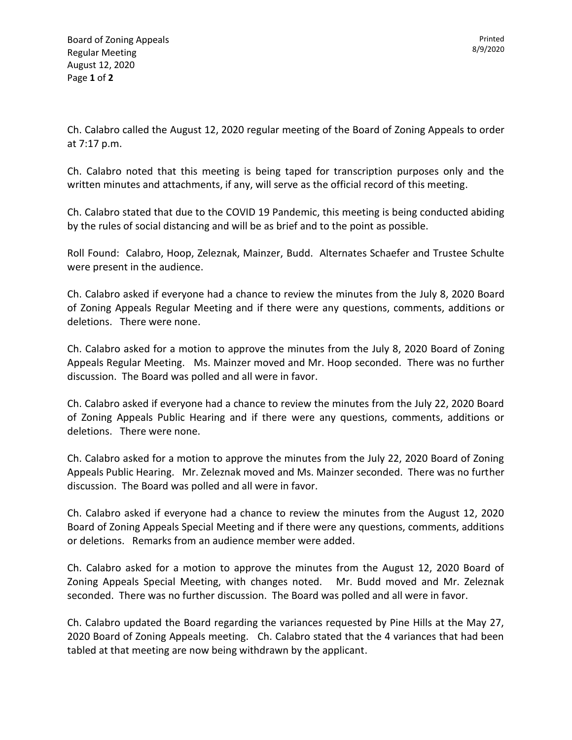Ch. Calabro called the August 12, 2020 regular meeting of the Board of Zoning Appeals to order at 7:17 p.m.

Ch. Calabro noted that this meeting is being taped for transcription purposes only and the written minutes and attachments, if any, will serve as the official record of this meeting.

Ch. Calabro stated that due to the COVID 19 Pandemic, this meeting is being conducted abiding by the rules of social distancing and will be as brief and to the point as possible.

Roll Found: Calabro, Hoop, Zeleznak, Mainzer, Budd. Alternates Schaefer and Trustee Schulte were present in the audience.

Ch. Calabro asked if everyone had a chance to review the minutes from the July 8, 2020 Board of Zoning Appeals Regular Meeting and if there were any questions, comments, additions or deletions. There were none.

Ch. Calabro asked for a motion to approve the minutes from the July 8, 2020 Board of Zoning Appeals Regular Meeting. Ms. Mainzer moved and Mr. Hoop seconded. There was no further discussion. The Board was polled and all were in favor.

Ch. Calabro asked if everyone had a chance to review the minutes from the July 22, 2020 Board of Zoning Appeals Public Hearing and if there were any questions, comments, additions or deletions. There were none.

Ch. Calabro asked for a motion to approve the minutes from the July 22, 2020 Board of Zoning Appeals Public Hearing. Mr. Zeleznak moved and Ms. Mainzer seconded. There was no further discussion. The Board was polled and all were in favor.

Ch. Calabro asked if everyone had a chance to review the minutes from the August 12, 2020 Board of Zoning Appeals Special Meeting and if there were any questions, comments, additions or deletions. Remarks from an audience member were added.

Ch. Calabro asked for a motion to approve the minutes from the August 12, 2020 Board of Zoning Appeals Special Meeting, with changes noted. Mr. Budd moved and Mr. Zeleznak seconded. There was no further discussion. The Board was polled and all were in favor.

Ch. Calabro updated the Board regarding the variances requested by Pine Hills at the May 27, 2020 Board of Zoning Appeals meeting. Ch. Calabro stated that the 4 variances that had been tabled at that meeting are now being withdrawn by the applicant.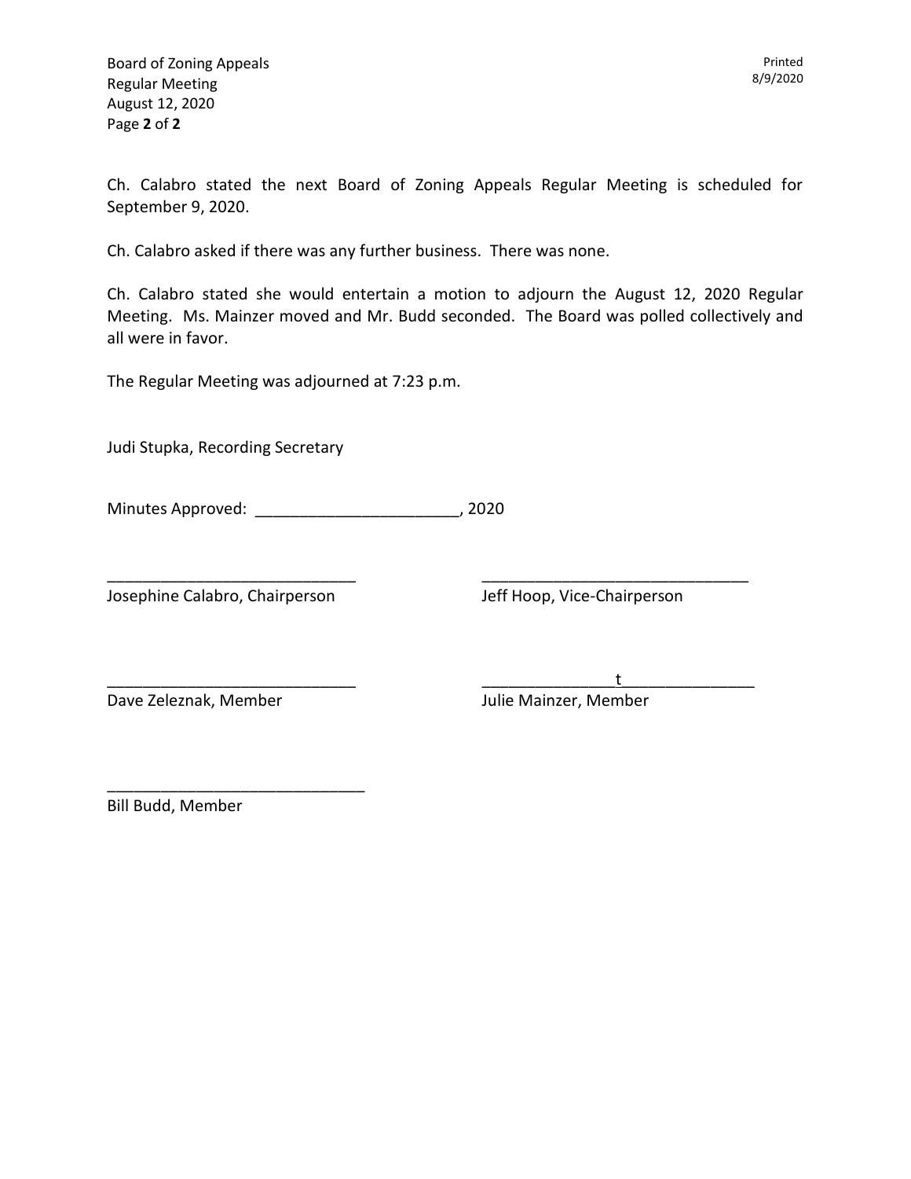Ch. Calabro stated the next Board of Zoning Appeals Regular Meeting is scheduled for September 9, 2020.

Ch. Calabro asked if there was any further business. There was none.

Ch. Calabro stated she would entertain a motion to adjourn the August 12, 2020 Regular Meeting. Ms. Mainzer moved and Mr. Budd seconded. The Board was polled collectively and all were in favor.

The Regular Meeting was adjourned at 7:23 p.m.

Judi Stupka, Recording Secretary

Minutes Approved: ______________________, 2020

____________________________
Josephine Calabro, Chairperson

____________________________
Jeff Hoop, Vice-Chairperson

____________________________
Dave Zeleznak, Member

_______________t_______________
Julie Mainzer, Member

____________________________
Bill Budd, Member